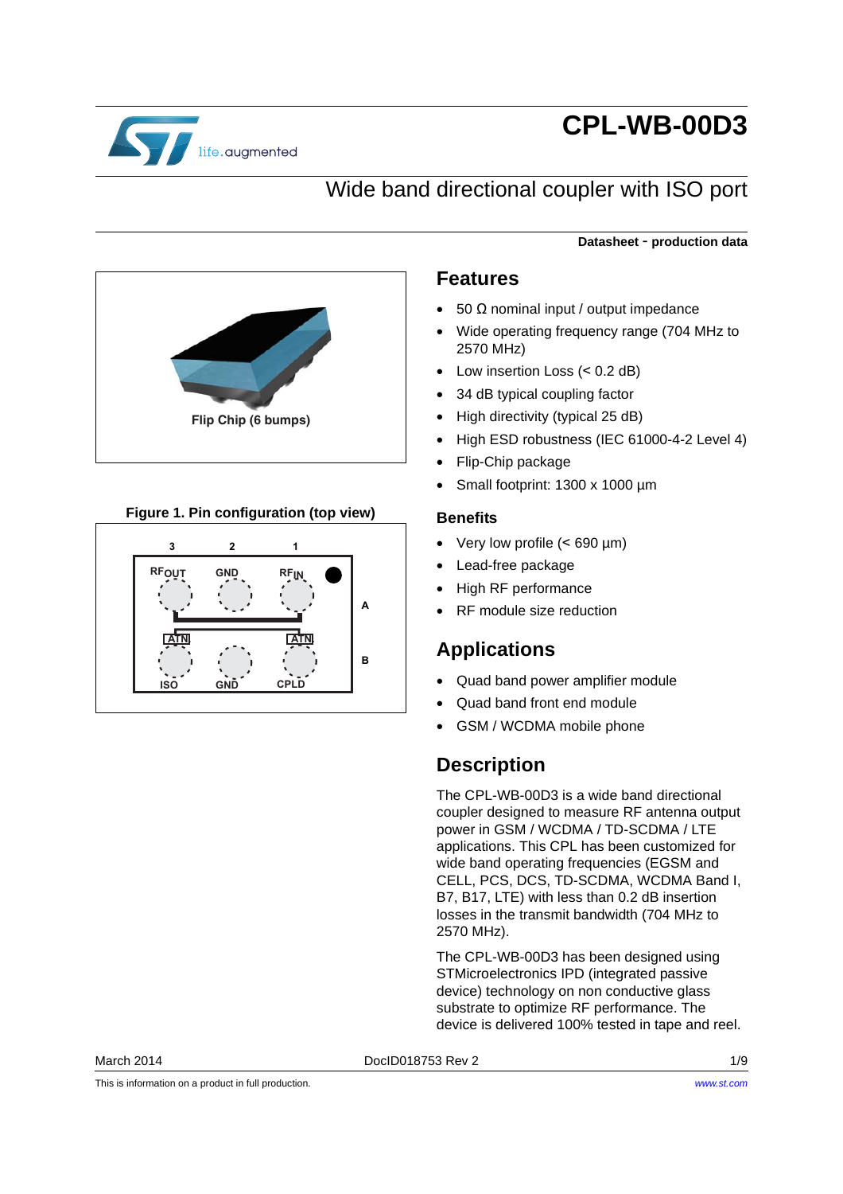# CPL-WB-00D3

## Wide band directional coupler with ISO port

**Datasheet - production data**

Flip Chip (6 bumps)

**Figure 1. Pin configuration (top view)**

## Features

- 50 Ω nominal input / output impedance
- Wide operating frequency range (704 MHz to 2570 MHz)
- Low insertion Loss (< 0.2 dB)
- 34 dB typical coupling factor
- High directivity (typical 25 dB)
- High ESD robustness (IEC 61000-4-2 Level 4)
- Flip-Chip package
- Small footprint: 1300 x 1000 µm

### Benefits

- Very low profile (< 690 µm)
- Lead-free package
- High RF performance
- RF module size reduction

## Applications

- Quad band power amplifier module
- Quad band front end module
- GSM / WCDMA mobile phone

## Description

The CPL-WB-00D3 is a wide band directional coupler designed to measure RF antenna output power in GSM / WCDMA / TD-SCDMA / LTE applications. This CPL has been customized for wide band operating frequencies (EGSM and CELL, PCS, DCS, TD-SCDMA, WCDMA Band I, B7, B17, LTE) with less than 0.2 dB insertion losses in the transmit bandwidth (704 MHz to 2570 MHz).

The CPL-WB-00D3 has been designed using STMicroelectronics IPD (integrated passive device) technology on non conductive glass substrate to optimize RF performance. The device is delivered 100% tested in tape and reel.

March 2014 DocID018753 Rev 2

This is information on a product in full production.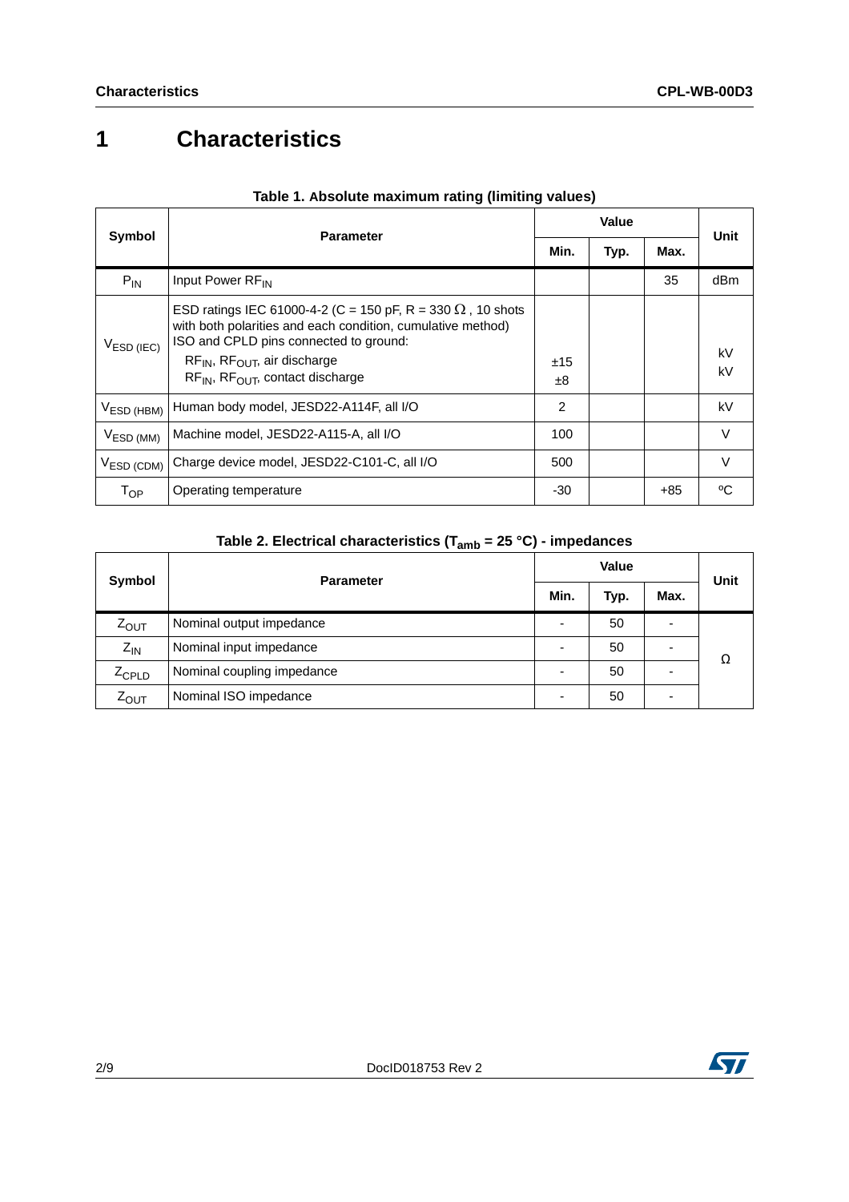# 1 Characteristics

**Table 1. Absolute maximum rating (limiting values)**

| Symbol | Parameter | Value | | | Unit |
|---|---|---|---|---|---|
| | | Min. | Typ. | Max. | |
| $P_{IN}$ | Input Power $RF_{IN}$ | | | 35 | dBm |
| $V_{ESD\ (IEC)}$ | ESD ratings IEC 61000-4-2 (C = 150 pF, R = 330 Ω , 10 shots with both polarities and each condition, cumulative method) ISO and CPLD pins connected to ground:<br>$RF_{IN}$, $RF_{OUT}$, air discharge<br>$RF_{IN}$, $RF_{OUT}$, contact discharge | <br><br>±15<br>±8 | | | <br><br>kV<br>kV |
| $V_{ESD\ (HBM)}$ | Human body model, JESD22-A114F, all I/O | 2 | | | kV |
| $V_{ESD\ (MM)}$ | Machine model, JESD22-A115-A, all I/O | 100 | | | V |
| $V_{ESD\ (CDM)}$ | Charge device model, JESD22-C101-C, all I/O | 500 | | | V |
| $T_{OP}$ | Operating temperature | -30 | | +85 | ºC |

**Table 2. Electrical characteristics ($T_{amb}$ = 25 °C) - impedances**

| Symbol | Parameter | Value | | | Unit |
|---|---|---|---|---|---|
| | | Min. | Typ. | Max. | |
| $Z_{OUT}$ | Nominal output impedance | - | 50 | - | Ω |
| $Z_{IN}$ | Nominal input impedance | - | 50 | - | Ω |
| $Z_{CPLD}$ | Nominal coupling impedance | - | 50 | - | Ω |
| $Z_{OUT}$ | Nominal ISO impedance | - | 50 | - | Ω |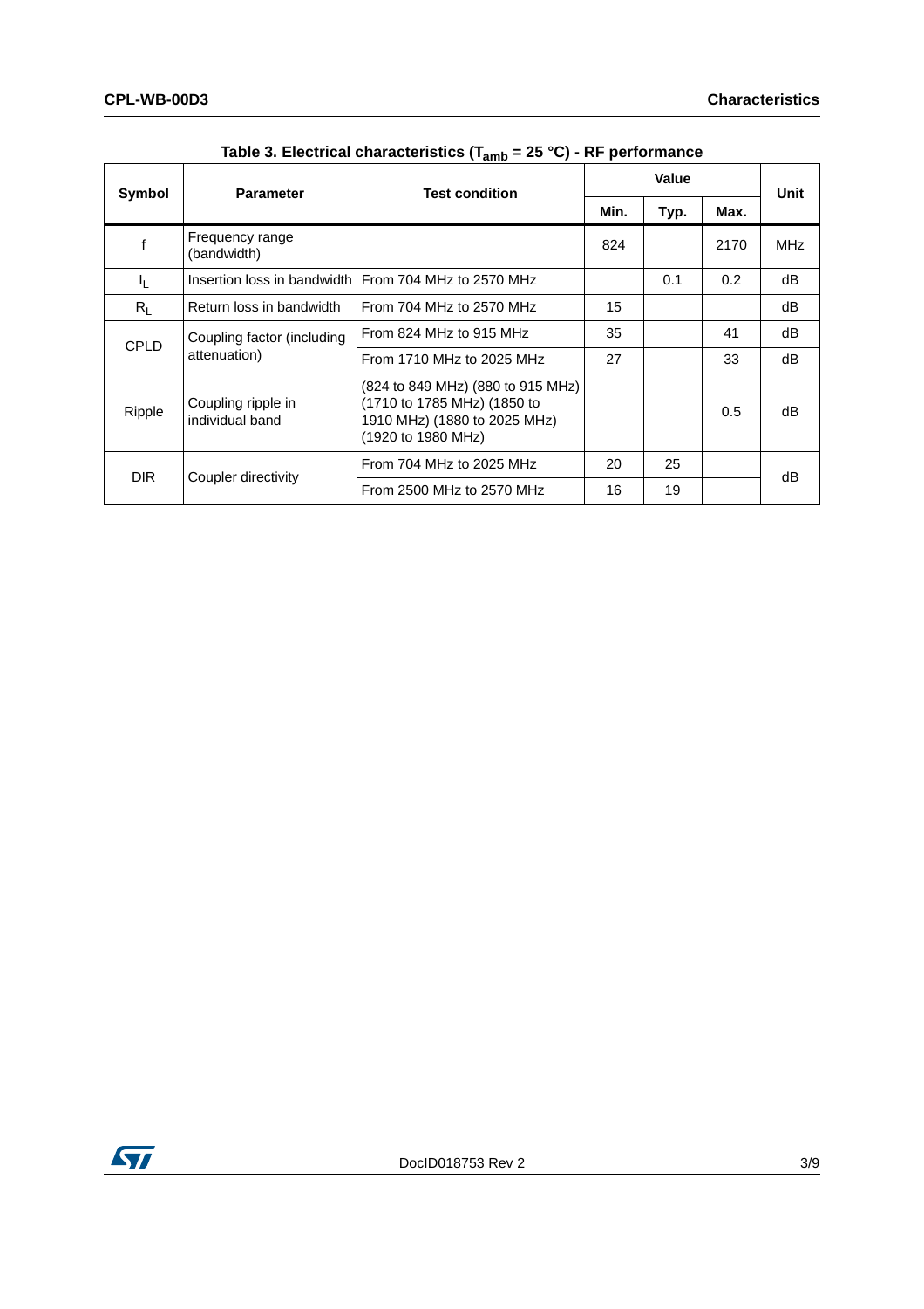**Table 3. Electrical characteristics ($T_{amb}$ = 25 °C) - RF performance**

| Symbol | Parameter | Test condition | Value | | | Unit |
|---|---|---|---|---|---|---|
| | | | Min. | Typ. | Max. | |
| f | Frequency range (bandwidth) | | 824 | | 2170 | MHz |
| $I_L$ | Insertion loss in bandwidth | From 704 MHz to 2570 MHz | | 0.1 | 0.2 | dB |
| $R_L$ | Return loss in bandwidth | From 704 MHz to 2570 MHz | 15 | | | dB |
| CPLD | Coupling factor (including attenuation) | From 824 MHz to 915 MHz | 35 | | 41 | dB |
| | | From 1710 MHz to 2025 MHz | 27 | | 33 | dB |
| Ripple | Coupling ripple in individual band | (824 to 849 MHz) (880 to 915 MHz) (1710 to 1785 MHz) (1850 to 1910 MHz) (1880 to 2025 MHz) (1920 to 1980 MHz) | | | 0.5 | dB |
| DIR | Coupler directivity | From 704 MHz to 2025 MHz | 20 | 25 | | dB |
| | | From 2500 MHz to 2570 MHz | 16 | 19 | | |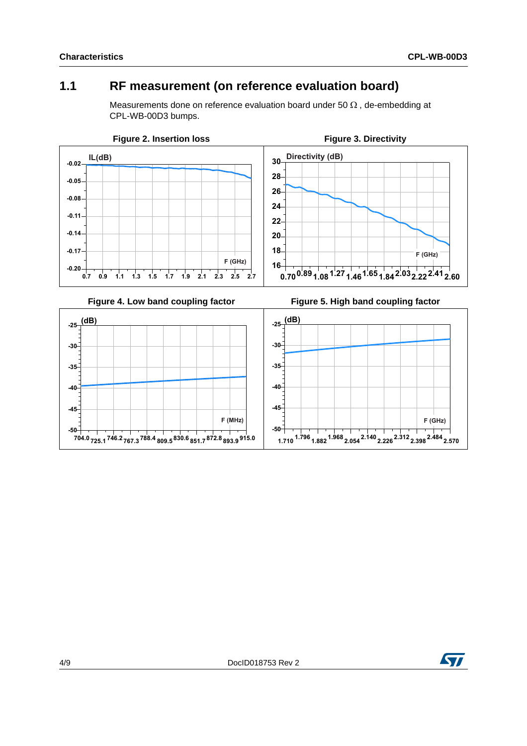## 1.1 RF measurement (on reference evaluation board)

Measurements done on reference evaluation board under 50 Ω , de-embedding at CPL-WB-00D3 bumps.

Figure 2. Insertion loss

Figure 3. Directivity

Figure 4. Low band coupling factor

Figure 5. High band coupling factor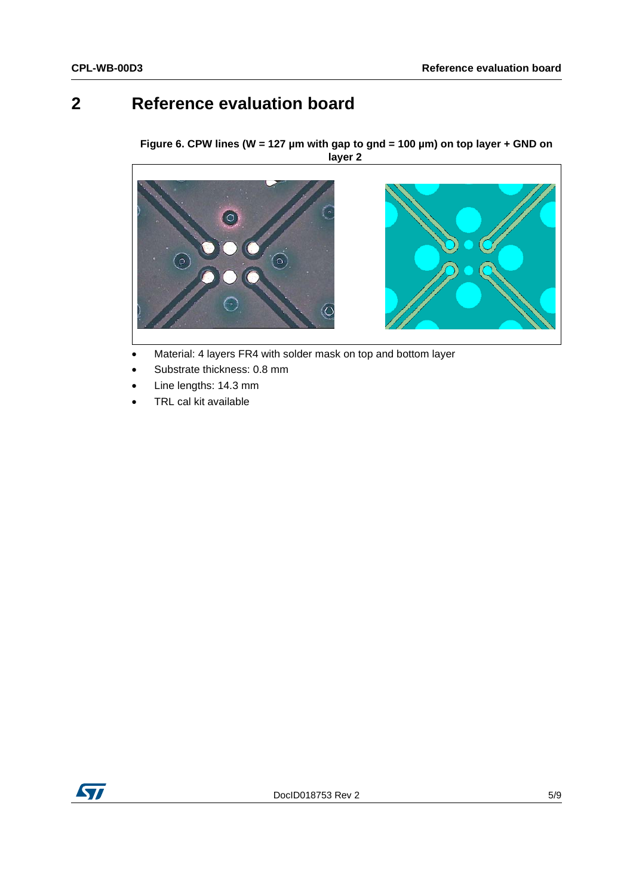# 2 Reference evaluation board

**Figure 6. CPW lines (W = 127 µm with gap to gnd = 100 µm) on top layer + GND on layer 2**

- Material: 4 layers FR4 with solder mask on top and bottom layer
- Substrate thickness: 0.8 mm
- Line lengths: 14.3 mm
- TRL cal kit available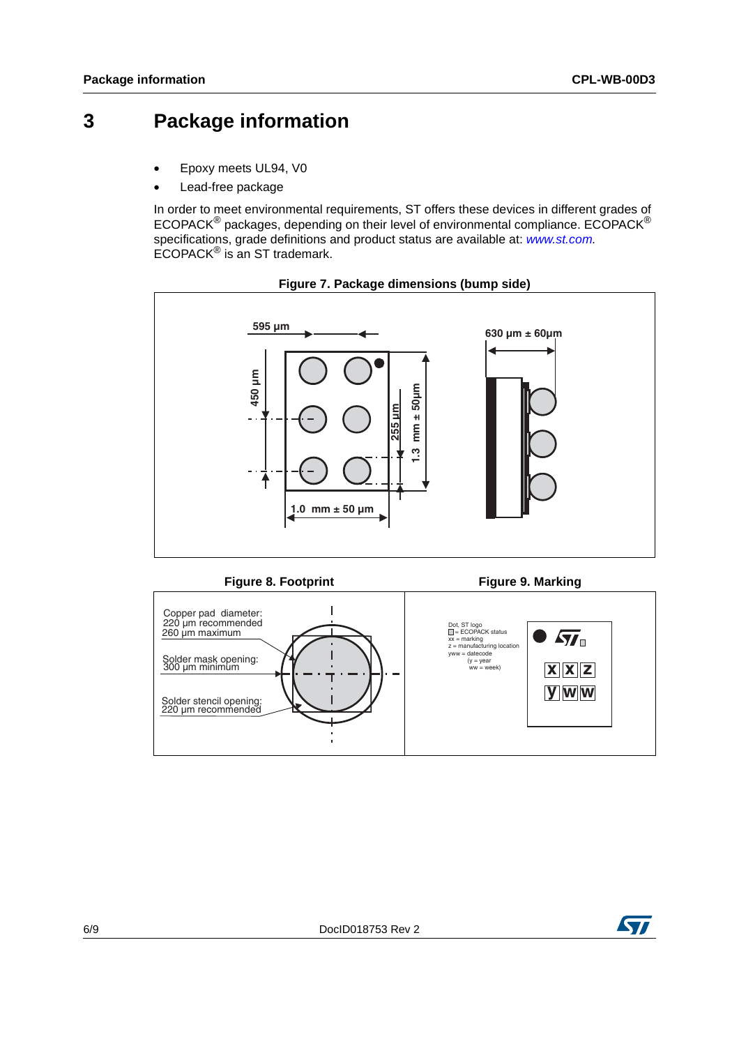# 3 Package information

- Epoxy meets UL94, V0
- Lead-free package

In order to meet environmental requirements, ST offers these devices in different grades of ECOPACK® packages, depending on their level of environmental compliance. ECOPACK® specifications, grade definitions and product status are available at: *www.st.com.* ECOPACK® is an ST trademark.

**Figure 7. Package dimensions (bump side)**

595 µm

450 µm

255 µm

1.3 mm ± 50µm

1.0 mm ± 50 µm

630 µm ± 60µm

**Figure 8. Footprint**

Copper pad diameter:
220 µm recommended
260 µm maximum

Solder mask opening:
300 µm minimum

Solder stencil opening:
220 µm recommended

**Figure 9. Marking**

Dot, ST logo
□ = ECOPACK status
xx = marking
z = manufacturing location
yww = datecode
(y = year
ww = week)

x x z
y w w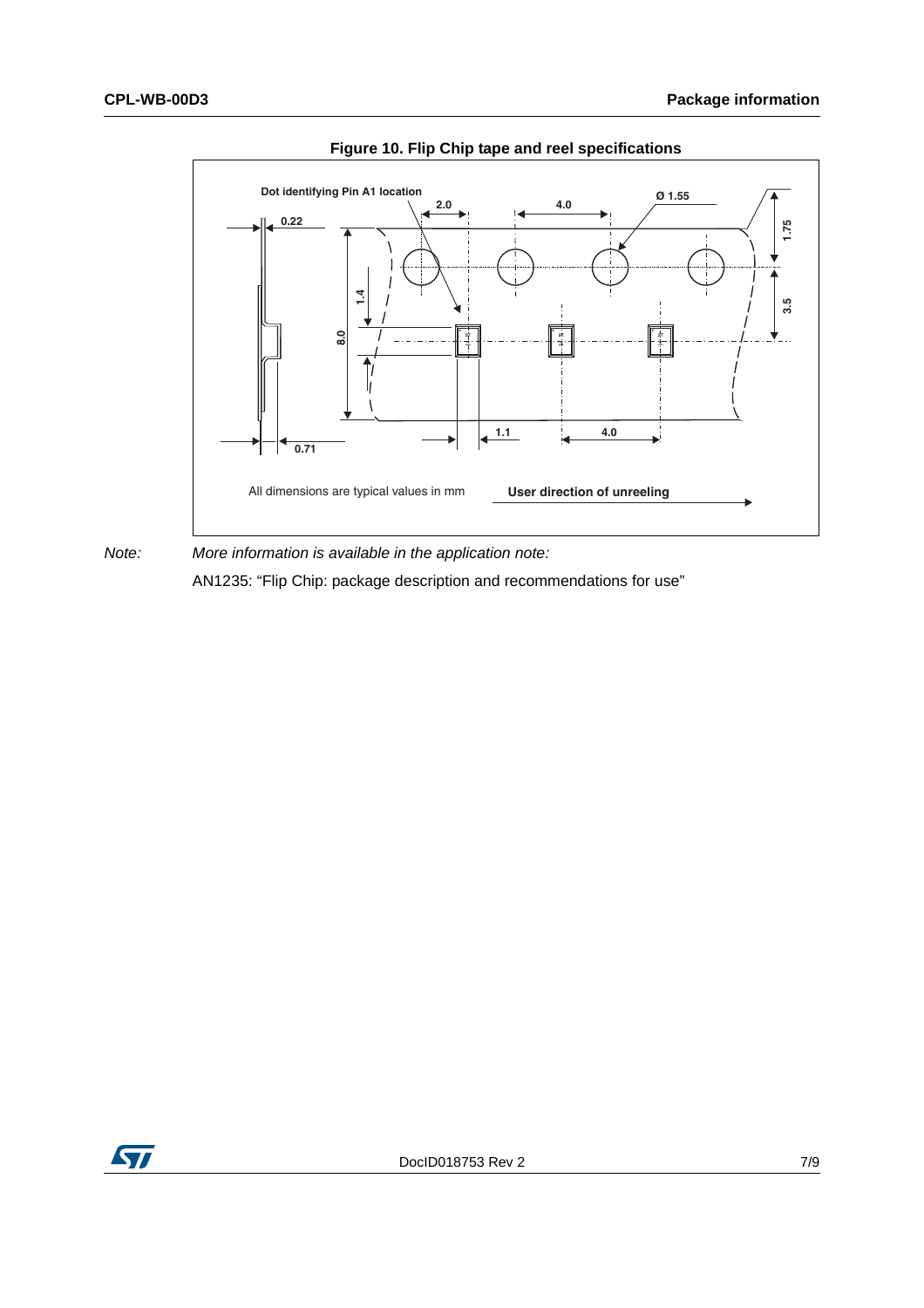**Figure 10. Flip Chip tape and reel specifications**

Dot identifying Pin A1 location

2.0 4.0 Ø 1.55

0.22

1.75

1.4

8.0

3.5

0.71

1.1 4.0

All dimensions are typical values in mm

**User direction of unreeling**

*Note: More information is available in the application note:*

AN1235: “Flip Chip: package description and recommendations for use”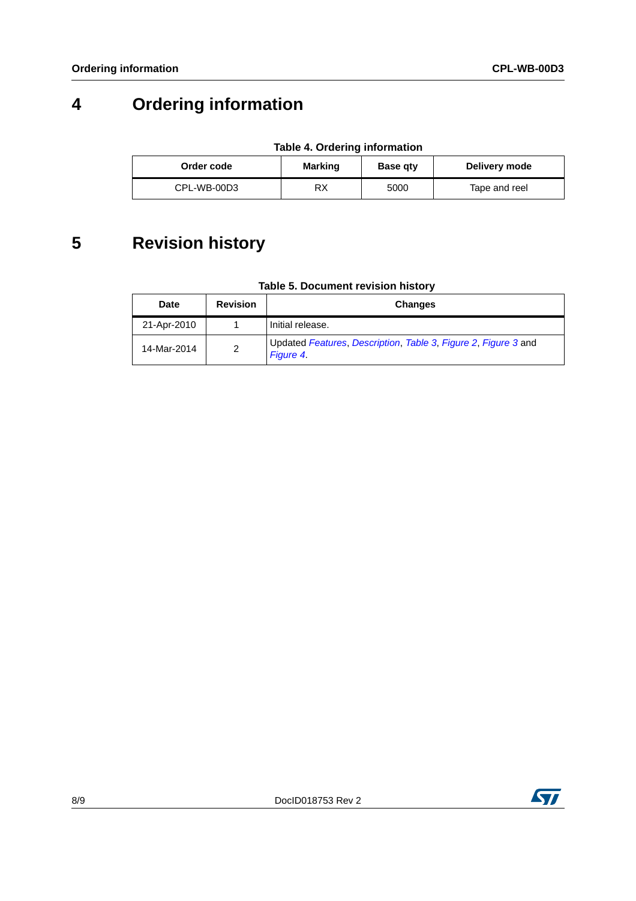# 4 Ordering information

**Table 4. Ordering information**

| Order code | Marking | Base qty | Delivery mode |
|---|---|---|---|
| CPL-WB-00D3 | RX | 5000 | Tape and reel |

# 5 Revision history

**Table 5. Document revision history**

| Date | Revision | Changes |
|---|---|---|
| 21-Apr-2010 | 1 | Initial release. |
| 14-Mar-2014 | 2 | Updated *Features*, *Description*, *Table 3*, *Figure 2*, *Figure 3* and *Figure 4*. |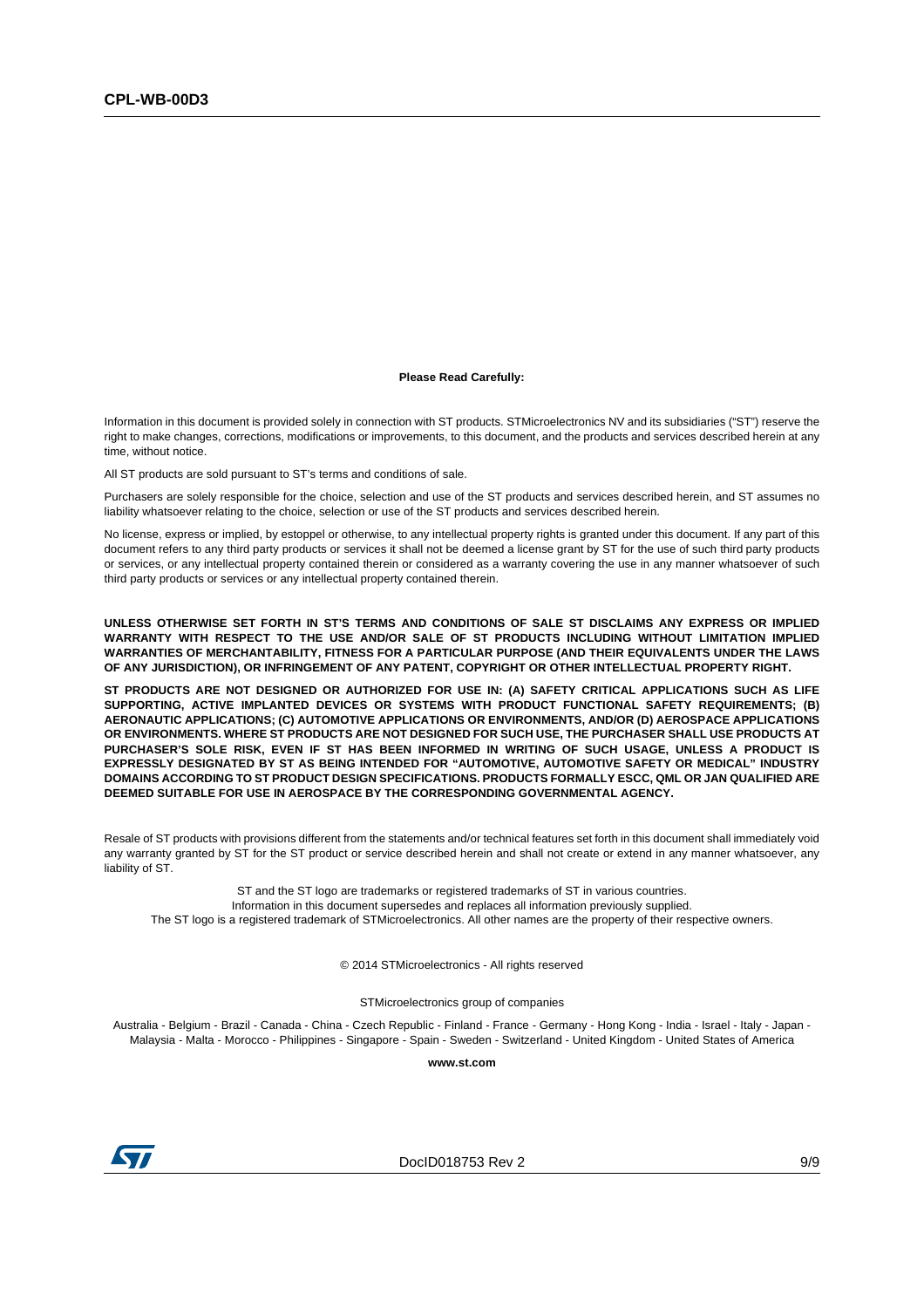**Please Read Carefully:**

Information in this document is provided solely in connection with ST products. STMicroelectronics NV and its subsidiaries ("ST") reserve the right to make changes, corrections, modifications or improvements, to this document, and the products and services described herein at any time, without notice.

All ST products are sold pursuant to ST's terms and conditions of sale.

Purchasers are solely responsible for the choice, selection and use of the ST products and services described herein, and ST assumes no liability whatsoever relating to the choice, selection or use of the ST products and services described herein.

No license, express or implied, by estoppel or otherwise, to any intellectual property rights is granted under this document. If any part of this document refers to any third party products or services it shall not be deemed a license grant by ST for the use of such third party products or services, or any intellectual property contained therein or considered as a warranty covering the use in any manner whatsoever of such third party products or services or any intellectual property contained therein.

**UNLESS OTHERWISE SET FORTH IN ST'S TERMS AND CONDITIONS OF SALE ST DISCLAIMS ANY EXPRESS OR IMPLIED WARRANTY WITH RESPECT TO THE USE AND/OR SALE OF ST PRODUCTS INCLUDING WITHOUT LIMITATION IMPLIED WARRANTIES OF MERCHANTABILITY, FITNESS FOR A PARTICULAR PURPOSE (AND THEIR EQUIVALENTS UNDER THE LAWS OF ANY JURISDICTION), OR INFRINGEMENT OF ANY PATENT, COPYRIGHT OR OTHER INTELLECTUAL PROPERTY RIGHT.**

**ST PRODUCTS ARE NOT DESIGNED OR AUTHORIZED FOR USE IN: (A) SAFETY CRITICAL APPLICATIONS SUCH AS LIFE SUPPORTING, ACTIVE IMPLANTED DEVICES OR SYSTEMS WITH PRODUCT FUNCTIONAL SAFETY REQUIREMENTS; (B) AERONAUTIC APPLICATIONS; (C) AUTOMOTIVE APPLICATIONS OR ENVIRONMENTS, AND/OR (D) AEROSPACE APPLICATIONS OR ENVIRONMENTS. WHERE ST PRODUCTS ARE NOT DESIGNED FOR SUCH USE, THE PURCHASER SHALL USE PRODUCTS AT PURCHASER'S SOLE RISK, EVEN IF ST HAS BEEN INFORMED IN WRITING OF SUCH USAGE, UNLESS A PRODUCT IS EXPRESSLY DESIGNATED BY ST AS BEING INTENDED FOR "AUTOMOTIVE, AUTOMOTIVE SAFETY OR MEDICAL" INDUSTRY DOMAINS ACCORDING TO ST PRODUCT DESIGN SPECIFICATIONS. PRODUCTS FORMALLY ESCC, QML OR JAN QUALIFIED ARE DEEMED SUITABLE FOR USE IN AEROSPACE BY THE CORRESPONDING GOVERNMENTAL AGENCY.**

Resale of ST products with provisions different from the statements and/or technical features set forth in this document shall immediately void any warranty granted by ST for the ST product or service described herein and shall not create or extend in any manner whatsoever, any liability of ST.

ST and the ST logo are trademarks or registered trademarks of ST in various countries.
Information in this document supersedes and replaces all information previously supplied.
The ST logo is a registered trademark of STMicroelectronics. All other names are the property of their respective owners.

© 2014 STMicroelectronics - All rights reserved

STMicroelectronics group of companies

Australia - Belgium - Brazil - Canada - China - Czech Republic - Finland - France - Germany - Hong Kong - India - Israel - Italy - Japan - Malaysia - Malta - Morocco - Philippines - Singapore - Spain - Sweden - Switzerland - United Kingdom - United States of America

**www.st.com**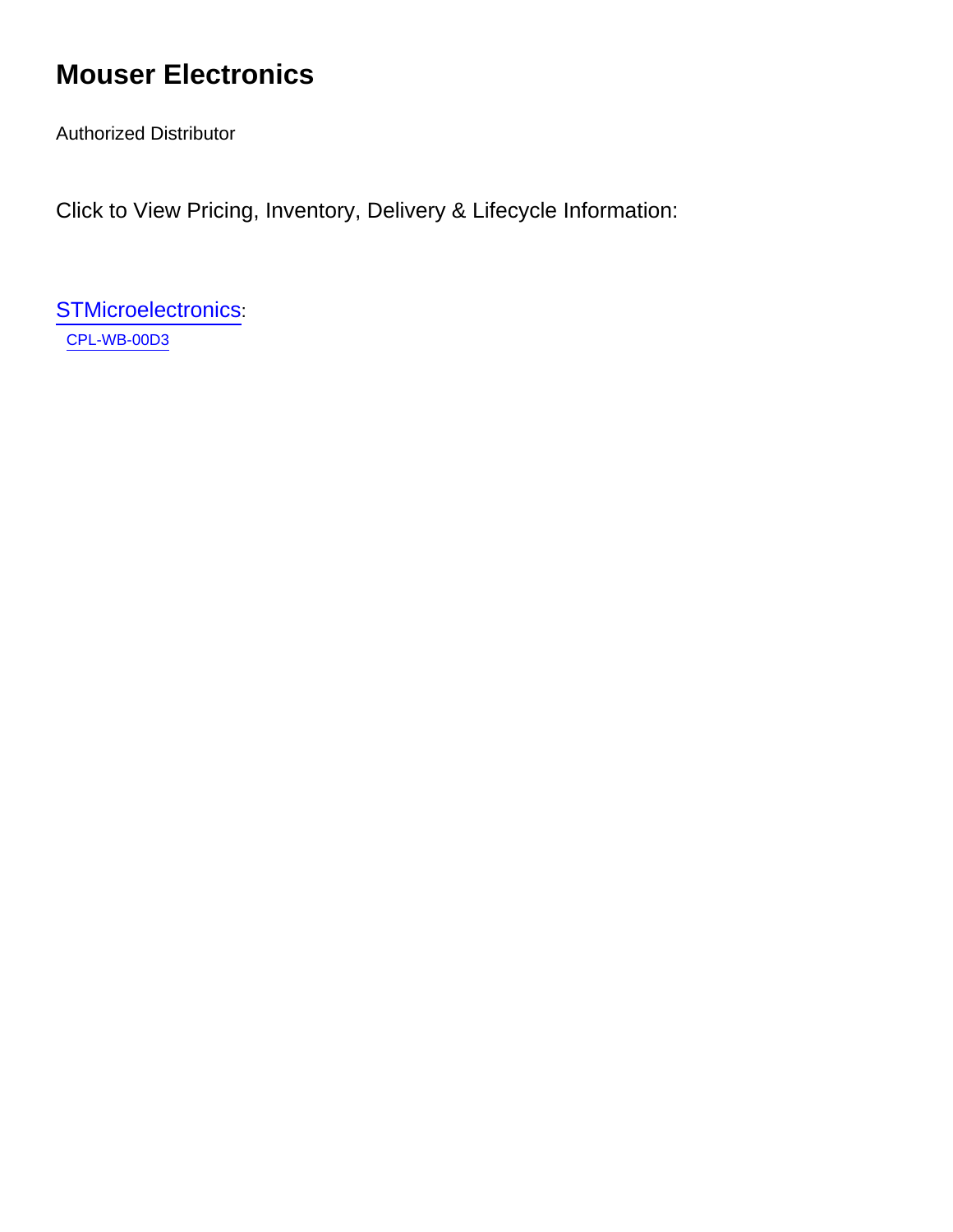# Mouser Electronics

Authorized Distributor

Click to View Pricing, Inventory, Delivery & Lifecycle Information:

STMicroelectronics:

CPL-WB-00D3